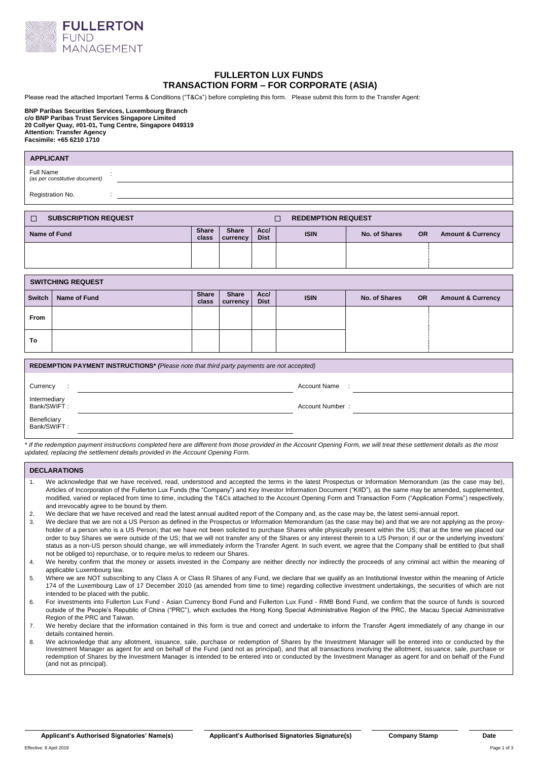FULLERTON FUND MANAGEMENT

# FULLERTON LUX FUNDS
# TRANSACTION FORM – FOR CORPORATE (ASIA)

Please read the attached Important Terms & Conditions ("T&Cs") before completing this form. Please submit this form to the Transfer Agent:

**BNP Paribas Securities Services, Luxembourg Branch**
**c/o BNP Paribas Trust Services Singapore Limited**
**20 Collyer Quay, #01-01, Tung Centre, Singapore 049319**
**Attention: Transfer Agency**
**Facsimile: +65 6210 1710**

## APPLICANT

Full Name *(as per constitutive document)* : ____________________

Registration No. : ____________________

| ☐ SUBSCRIPTION REQUEST | | | | ☐ REDEMPTION REQUEST | | | |
|---|---|---|---|---|---|---|---|
| **Name of Fund** | **Share class** | **Share currency** | **Acc/ Dist** | **ISIN** | **No. of Shares** | **OR** | **Amount & Currency** |
| | | | | | | | |

| **SWITCHING REQUEST** | | | | | | | | |
|---|---|---|---|---|---|---|---|---|
| **Switch** | **Name of Fund** | **Share class** | **Share currency** | **Acc/ Dist** | **ISIN** | **No. of Shares** | **OR** | **Amount & Currency** |
| **From** | | | | | | | | |
| **To** | | | | | | | | |

## REDEMPTION PAYMENT INSTRUCTIONS* *(Please note that third party payments are not accepted)*

Currency : ____________________ Account Name : ____________________

Intermediary Bank/SWIFT : ____________________ Account Number : ____________________

Beneficiary Bank/SWIFT : ____________________

*\* If the redemption payment instructions completed here are different from those provided in the Account Opening Form, we will treat these settlement details as the most updated, replacing the settlement details provided in the Account Opening Form.*

## DECLARATIONS

1. We acknowledge that we have received, read, understood and accepted the terms in the latest Prospectus or Information Memorandum (as the case may be), Articles of Incorporation of the Fullerton Lux Funds (the "Company") and Key Investor Information Document ("KIID"), as the same may be amended, supplemented, modified, varied or replaced from time to time, including the T&Cs attached to the Account Opening Form and Transaction Form ("Application Forms") respectively, and irrevocably agree to be bound by them.
2. We declare that we have received and read the latest annual audited report of the Company and, as the case may be, the latest semi-annual report.
3. We declare that we are not a US Person as defined in the Prospectus or Information Memorandum (as the case may be) and that we are not applying as the proxy-holder of a person who is a US Person; that we have not been solicited to purchase Shares while physically present within the US; that at the time we placed our order to buy Shares we were outside of the US; that we will not transfer any of the Shares or any interest therein to a US Person; if our or the underlying investors' status as a non-US person should change, we will immediately inform the Transfer Agent. In such event, we agree that the Company shall be entitled to (but shall not be obliged to) repurchase, or to require me/us to redeem our Shares.
4. We hereby confirm that the money or assets invested in the Company are neither directly nor indirectly the proceeds of any criminal act within the meaning of applicable Luxembourg law.
5. Where we are NOT subscribing to any Class A or Class R Shares of any Fund, we declare that we qualify as an Institutional Investor within the meaning of Article 174 of the Luxembourg Law of 17 December 2010 (as amended from time to time) regarding collective investment undertakings, the securities of which are not intended to be placed with the public.
6. For investments into Fullerton Lux Fund - Asian Currency Bond Fund and Fullerton Lux Fund - RMB Bond Fund, we confirm that the source of funds is sourced outside of the People's Republic of China ("PRC"), which excludes the Hong Kong Special Administrative Region of the PRC, the Macau Special Administrative Region of the PRC and Taiwan.
7. We hereby declare that the information contained in this form is true and correct and undertake to inform the Transfer Agent immediately of any change in our details contained herein.
8. We acknowledge that any allotment, issuance, sale, purchase or redemption of Shares by the Investment Manager will be entered into or conducted by the Investment Manager as agent for and on behalf of the Fund (and not as principal), and that all transactions involving the allotment, issuance, sale, purchase or redemption of Shares by the Investment Manager is intended to be entered into or conducted by the Investment Manager as agent for and on behalf of the Fund (and not as principal).

| **Applicant's Authorised Signatories' Name(s)** | **Applicant's Authorised Signatories Signature(s)** | **Company Stamp** | **Date** |
|---|---|---|---|

Effective: 8 April 2019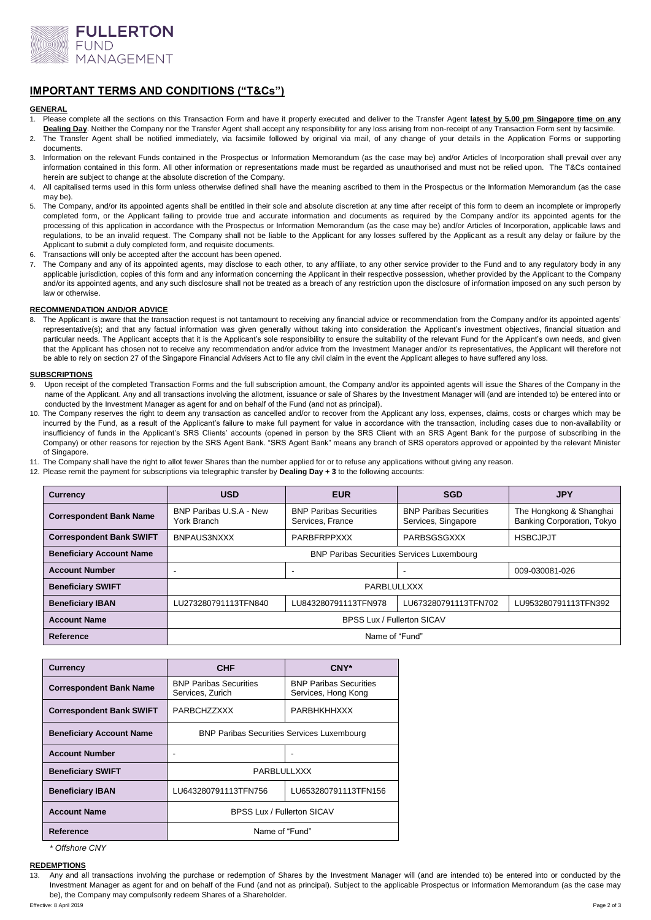## IMPORTANT TERMS AND CONDITIONS ("T&Cs")

### GENERAL

1. Please complete all the sections on this Transaction Form and have it properly executed and deliver to the Transfer Agent **latest by 5.00 pm Singapore time on any Dealing Day**. Neither the Company nor the Transfer Agent shall accept any responsibility for any loss arising from non-receipt of any Transaction Form sent by facsimile.
2. The Transfer Agent shall be notified immediately, via facsimile followed by original via mail, of any change of your details in the Application Forms or supporting documents.
3. Information on the relevant Funds contained in the Prospectus or Information Memorandum (as the case may be) and/or Articles of Incorporation shall prevail over any information contained in this form. All other information or representations made must be regarded as unauthorised and must not be relied upon. The T&Cs contained herein are subject to change at the absolute discretion of the Company.
4. All capitalised terms used in this form unless otherwise defined shall have the meaning ascribed to them in the Prospectus or the Information Memorandum (as the case may be).
5. The Company, and/or its appointed agents shall be entitled in their sole and absolute discretion at any time after receipt of this form to deem an incomplete or improperly completed form, or the Applicant failing to provide true and accurate information and documents as required by the Company and/or its appointed agents for the processing of this application in accordance with the Prospectus or Information Memorandum (as the case may be) and/or Articles of Incorporation, applicable laws and regulations, to be an invalid request. The Company shall not be liable to the Applicant for any losses suffered by the Applicant as a result any delay or failure by the Applicant to submit a duly completed form, and requisite documents.
6. Transactions will only be accepted after the account has been opened.
7. The Company and any of its appointed agents, may disclose to each other, to any affiliate, to any other service provider to the Fund and to any regulatory body in any applicable jurisdiction, copies of this form and any information concerning the Applicant in their respective possession, whether provided by the Applicant to the Company and/or its appointed agents, and any such disclosure shall not be treated as a breach of any restriction upon the disclosure of information imposed on any such person by law or otherwise.

### RECOMMENDATION AND/OR ADVICE

8. The Applicant is aware that the transaction request is not tantamount to receiving any financial advice or recommendation from the Company and/or its appointed agents' representative(s); and that any factual information was given generally without taking into consideration the Applicant's investment objectives, financial situation and particular needs. The Applicant accepts that it is the Applicant's sole responsibility to ensure the suitability of the relevant Fund for the Applicant's own needs, and given that the Applicant has chosen not to receive any recommendation and/or advice from the Investment Manager and/or its representatives, the Applicant will therefore not be able to rely on section 27 of the Singapore Financial Advisers Act to file any civil claim in the event the Applicant alleges to have suffered any loss.

### SUBSCRIPTIONS

9. Upon receipt of the completed Transaction Forms and the full subscription amount, the Company and/or its appointed agents will issue the Shares of the Company in the name of the Applicant. Any and all transactions involving the allotment, issuance or sale of Shares by the Investment Manager will (and are intended to) be entered into or conducted by the Investment Manager as agent for and on behalf of the Fund (and not as principal).
10. The Company reserves the right to deem any transaction as cancelled and/or to recover from the Applicant any loss, expenses, claims, costs or charges which may be incurred by the Fund, as a result of the Applicant's failure to make full payment for value in accordance with the transaction, including cases due to non-availability or insufficiency of funds in the Applicant's SRS Clients' accounts (opened in person by the SRS Client with an SRS Agent Bank for the purpose of subscribing in the Company) or other reasons for rejection by the SRS Agent Bank. "SRS Agent Bank" means any branch of SRS operators approved or appointed by the relevant Minister of Singapore.
11. The Company shall have the right to allot fewer Shares than the number applied for or to refuse any applications without giving any reason.
12. Please remit the payment for subscriptions via telegraphic transfer by **Dealing Day + 3** to the following accounts:

| Currency | USD | EUR | SGD | JPY |
|---|---|---|---|---|
| Correspondent Bank Name | BNP Paribas U.S.A - New York Branch | BNP Paribas Securities Services, France | BNP Paribas Securities Services, Singapore | The Hongkong & Shanghai Banking Corporation, Tokyo |
| Correspondent Bank SWIFT | BNPAUS3NXXX | PARBFRPPXXX | PARBSGSGXXX | HSBCJPJT |
| Beneficiary Account Name | BNP Paribas Securities Services Luxembourg | | | |
| Account Number | - | - | - | 009-030081-026 |
| Beneficiary SWIFT | PARBLULLXXX | | | |
| Beneficiary IBAN | LU273280791113TFN840 | LU843280791113TFN978 | LU673280791113TFN702 | LU953280791113TFN392 |
| Account Name | BPSS Lux / Fullerton SICAV | | | |
| Reference | Name of "Fund" | | | |

| Currency | CHF | CNY* |
|---|---|---|
| Correspondent Bank Name | BNP Paribas Securities Services, Zurich | BNP Paribas Securities Services, Hong Kong |
| Correspondent Bank SWIFT | PARBCHZZXXX | PARBHKHHXXX |
| Beneficiary Account Name | BNP Paribas Securities Services Luxembourg | |
| Account Number | - | - |
| Beneficiary SWIFT | PARBLULLXXX | |
| Beneficiary IBAN | LU643280791113TFN756 | LU653280791113TFN156 |
| Account Name | BPSS Lux / Fullerton SICAV | |
| Reference | Name of "Fund" | |

*\* Offshore CNY*

### REDEMPTIONS

13. Any and all transactions involving the purchase or redemption of Shares by the Investment Manager will (and are intended to) be entered into or conducted by the Investment Manager as agent for and on behalf of the Fund (and not as principal). Subject to the applicable Prospectus or Information Memorandum (as the case may be), the Company may compulsorily redeem Shares of a Shareholder.

Effective: 8 April 2019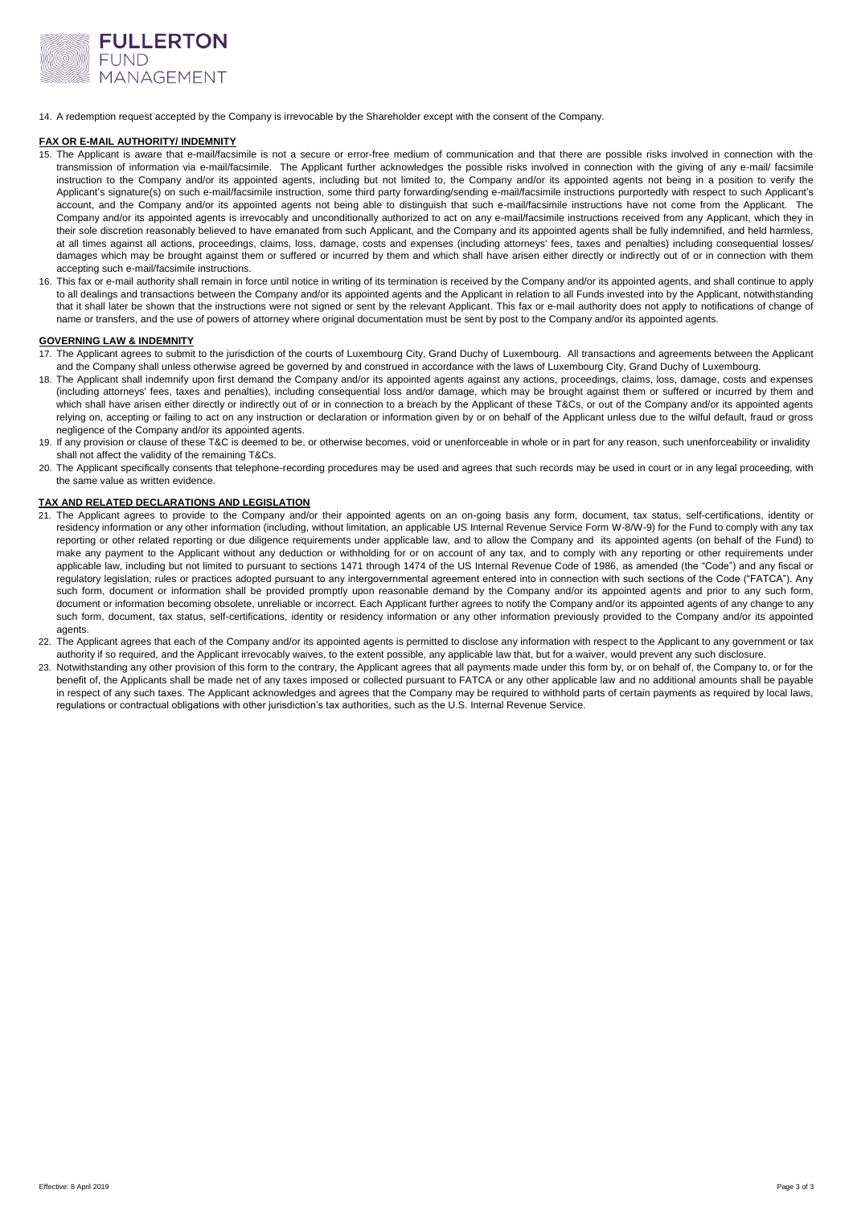14. A redemption request accepted by the Company is irrevocable by the Shareholder except with the consent of the Company.

**FAX OR E-MAIL AUTHORITY/ INDEMNITY**

15. The Applicant is aware that e-mail/facsimile is not a secure or error-free medium of communication and that there are possible risks involved in connection with the transmission of information via e-mail/facsimile. The Applicant further acknowledges the possible risks involved in connection with the giving of any e-mail/ facsimile instruction to the Company and/or its appointed agents, including but not limited to, the Company and/or its appointed agents not being in a position to verify the Applicant's signature(s) on such e-mail/facsimile instruction, some third party forwarding/sending e-mail/facsimile instructions purportedly with respect to such Applicant's account, and the Company and/or its appointed agents not being able to distinguish that such e-mail/facsimile instructions have not come from the Applicant. The Company and/or its appointed agents is irrevocably and unconditionally authorized to act on any e-mail/facsimile instructions received from any Applicant, which they in their sole discretion reasonably believed to have emanated from such Applicant, and the Company and its appointed agents shall be fully indemnified, and held harmless, at all times against all actions, proceedings, claims, loss, damage, costs and expenses (including attorneys' fees, taxes and penalties) including consequential losses/ damages which may be brought against them or suffered or incurred by them and which shall have arisen either directly or indirectly out of or in connection with them accepting such e-mail/facsimile instructions.
16. This fax or e-mail authority shall remain in force until notice in writing of its termination is received by the Company and/or its appointed agents, and shall continue to apply to all dealings and transactions between the Company and/or its appointed agents and the Applicant in relation to all Funds invested into by the Applicant, notwithstanding that it shall later be shown that the instructions were not signed or sent by the relevant Applicant. This fax or e-mail authority does not apply to notifications of change of name or transfers, and the use of powers of attorney where original documentation must be sent by post to the Company and/or its appointed agents.

**GOVERNING LAW & INDEMNITY**

17. The Applicant agrees to submit to the jurisdiction of the courts of Luxembourg City, Grand Duchy of Luxembourg. All transactions and agreements between the Applicant and the Company shall unless otherwise agreed be governed by and construed in accordance with the laws of Luxembourg City, Grand Duchy of Luxembourg.
18. The Applicant shall indemnify upon first demand the Company and/or its appointed agents against any actions, proceedings, claims, loss, damage, costs and expenses (including attorneys' fees, taxes and penalties), including consequential loss and/or damage, which may be brought against them or suffered or incurred by them and which shall have arisen either directly or indirectly out of or in connection to a breach by the Applicant of these T&Cs, or out of the Company and/or its appointed agents relying on, accepting or failing to act on any instruction or declaration or information given by or on behalf of the Applicant unless due to the wilful default, fraud or gross negligence of the Company and/or its appointed agents.
19. If any provision or clause of these T&C is deemed to be, or otherwise becomes, void or unenforceable in whole or in part for any reason, such unenforceability or invalidity shall not affect the validity of the remaining T&Cs.
20. The Applicant specifically consents that telephone-recording procedures may be used and agrees that such records may be used in court or in any legal proceeding, with the same value as written evidence.

**TAX AND RELATED DECLARATIONS AND LEGISLATION**

21. The Applicant agrees to provide to the Company and/or their appointed agents on an on-going basis any form, document, tax status, self-certifications, identity or residency information or any other information (including, without limitation, an applicable US Internal Revenue Service Form W-8/W-9) for the Fund to comply with any tax reporting or other related reporting or due diligence requirements under applicable law, and to allow the Company and its appointed agents (on behalf of the Fund) to make any payment to the Applicant without any deduction or withholding for or on account of any tax, and to comply with any reporting or other requirements under applicable law, including but not limited to pursuant to sections 1471 through 1474 of the US Internal Revenue Code of 1986, as amended (the "Code") and any fiscal or regulatory legislation, rules or practices adopted pursuant to any intergovernmental agreement entered into in connection with such sections of the Code ("FATCA"). Any such form, document or information shall be provided promptly upon reasonable demand by the Company and/or its appointed agents and prior to any such form, document or information becoming obsolete, unreliable or incorrect. Each Applicant further agrees to notify the Company and/or its appointed agents of any change to any such form, document, tax status, self-certifications, identity or residency information or any other information previously provided to the Company and/or its appointed agents.
22. The Applicant agrees that each of the Company and/or its appointed agents is permitted to disclose any information with respect to the Applicant to any government or tax authority if so required, and the Applicant irrevocably waives, to the extent possible, any applicable law that, but for a waiver, would prevent any such disclosure.
23. Notwithstanding any other provision of this form to the contrary, the Applicant agrees that all payments made under this form by, or on behalf of, the Company to, or for the benefit of, the Applicants shall be made net of any taxes imposed or collected pursuant to FATCA or any other applicable law and no additional amounts shall be payable in respect of any such taxes. The Applicant acknowledges and agrees that the Company may be required to withhold parts of certain payments as required by local laws, regulations or contractual obligations with other jurisdiction's tax authorities, such as the U.S. Internal Revenue Service.

Effective: 8 April 2019